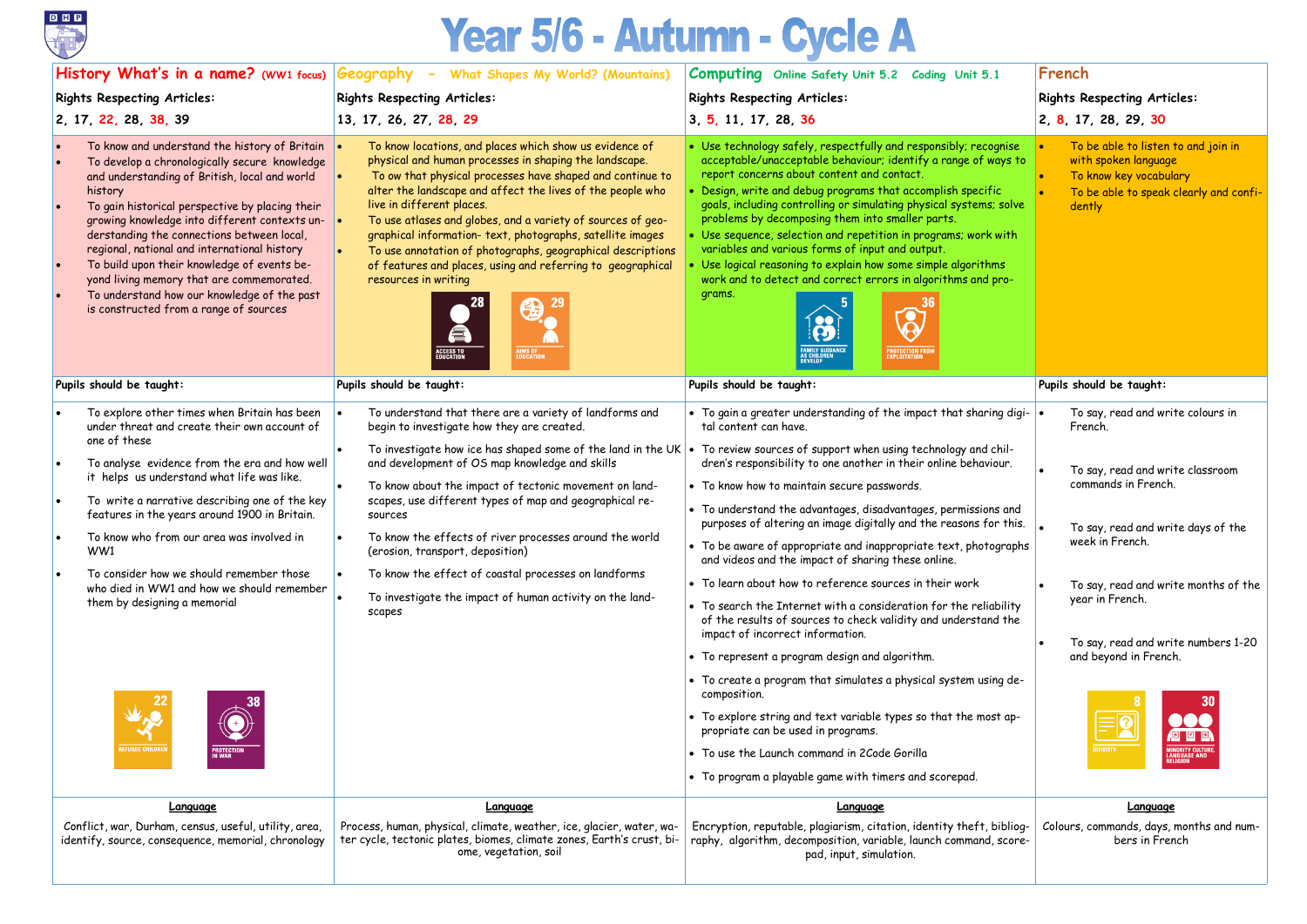# Year 5/6 - Autumn - Cycle A

## History What's in a name? (WW1 focus)

Rights Respecting Articles:

2, 17, 22, 28, 38, 39

- To know and understand the history of Britain
- To develop a chronologically secure knowledge and understanding of British, local and world history
- To gain historical perspective by placing their growing knowledge into different contexts understanding the connections between local, regional, national and international history
- To build upon their knowledge of events beyond living memory that are commemorated.
- To understand how our knowledge of the past is constructed from a range of sources

22 REFUGEE CHILDREN

38 PROTECTION IN WAR

Pupils should be taught:

- To explore other times when Britain has been under threat and create their own account of one of these
- To analyse evidence from the era and how well it helps us understand what life was like.
- To write a narrative describing one of the key features in the years around 1900 in Britain.
- To know who from our area was involved in WW1
- To consider how we should remember those who died in WW1 and how we should remember them by designing a memorial

**Language**

Conflict, war, Durham, census, useful, utility, area, identify, source, consequence, memorial, chronology

## Geography - What Shapes My World? (Mountains)

Rights Respecting Articles:

13, 17, 26, 27, 28, 29

- To know locations, and places which show us evidence of physical and human processes in shaping the landscape.
- To ow that physical processes have shaped and continue to alter the landscape and affect the lives of the people who live in different places.
- To use atlases and globes, and a variety of sources of geographical information- text, photographs, satellite images
- To use annotation of photographs, geographical descriptions of features and places, using and referring to geographical resources in writing

28 ACCESS TO EDUCATION

29 AIMS OF EDUCATION

Pupils should be taught:

- To understand that there are a variety of landforms and begin to investigate how they are created.
- To investigate how ice has shaped some of the land in the UK and development of OS map knowledge and skills
- To know about the impact of tectonic movement on landscapes, use different types of map and geographical resources
- To know the effects of river processes around the world (erosion, transport, deposition)
- To know the effect of coastal processes on landforms
- To investigate the impact of human activity on the landscapes

**Language**

Process, human, physical, climate, weather, ice, glacier, water, water cycle, tectonic plates, biomes, climate zones, Earth's crust, biome, vegetation, soil

## Computing Online Safety Unit 5.2 Coding Unit 5.1

Rights Respecting Articles:

3, 5, 11, 17, 28, 36

- Use technology safely, respectfully and responsibly; recognise acceptable/unacceptable behaviour; identify a range of ways to report concerns about content and contact.
- Design, write and debug programs that accomplish specific goals, including controlling or simulating physical systems; solve problems by decomposing them into smaller parts.
- Use sequence, selection and repetition in programs; work with variables and various forms of input and output.
- Use logical reasoning to explain how some simple algorithms work and to detect and correct errors in algorithms and programs.

5 FAMILY GUIDANCE AS CHILDREN DEVELOP

36 PROTECTION FROM EXPLOITATION

Pupils should be taught:

- To gain a greater understanding of the impact that sharing digital content can have.
- To review sources of support when using technology and children's responsibility to one another in their online behaviour.
- To know how to maintain secure passwords.
- To understand the advantages, disadvantages, permissions and purposes of altering an image digitally and the reasons for this.
- To be aware of appropriate and inappropriate text, photographs and videos and the impact of sharing these online.
- To learn about how to reference sources in their work
- To search the Internet with a consideration for the reliability of the results of sources to check validity and understand the impact of incorrect information.
- To represent a program design and algorithm.
- To create a program that simulates a physical system using decomposition.
- To explore string and text variable types so that the most appropriate can be used in programs.
- To use the Launch command in 2Code Gorilla
- To program a playable game with timers and scorepad.

**Language**

Encryption, reputable, plagiarism, citation, identity theft, bibliography, algorithm, decomposition, variable, launch command, scorepad, input, simulation.

## French

Rights Respecting Articles:

2, 8, 17, 28, 29, 30

- To be able to listen to and join in with spoken language
- To know key vocabulary
- To be able to speak clearly and confidently

Pupils should be taught:

- To say, read and write colours in French.
- To say, read and write classroom commands in French.
- To say, read and write days of the week in French.
- To say, read and write months of the year in French.
- To say, read and write numbers 1-20 and beyond in French.

8 IDENTITY

30 MINORITY CULTURE, LANGUAGE AND RELIGION

**Language**

Colours, commands, days, months and numbers in French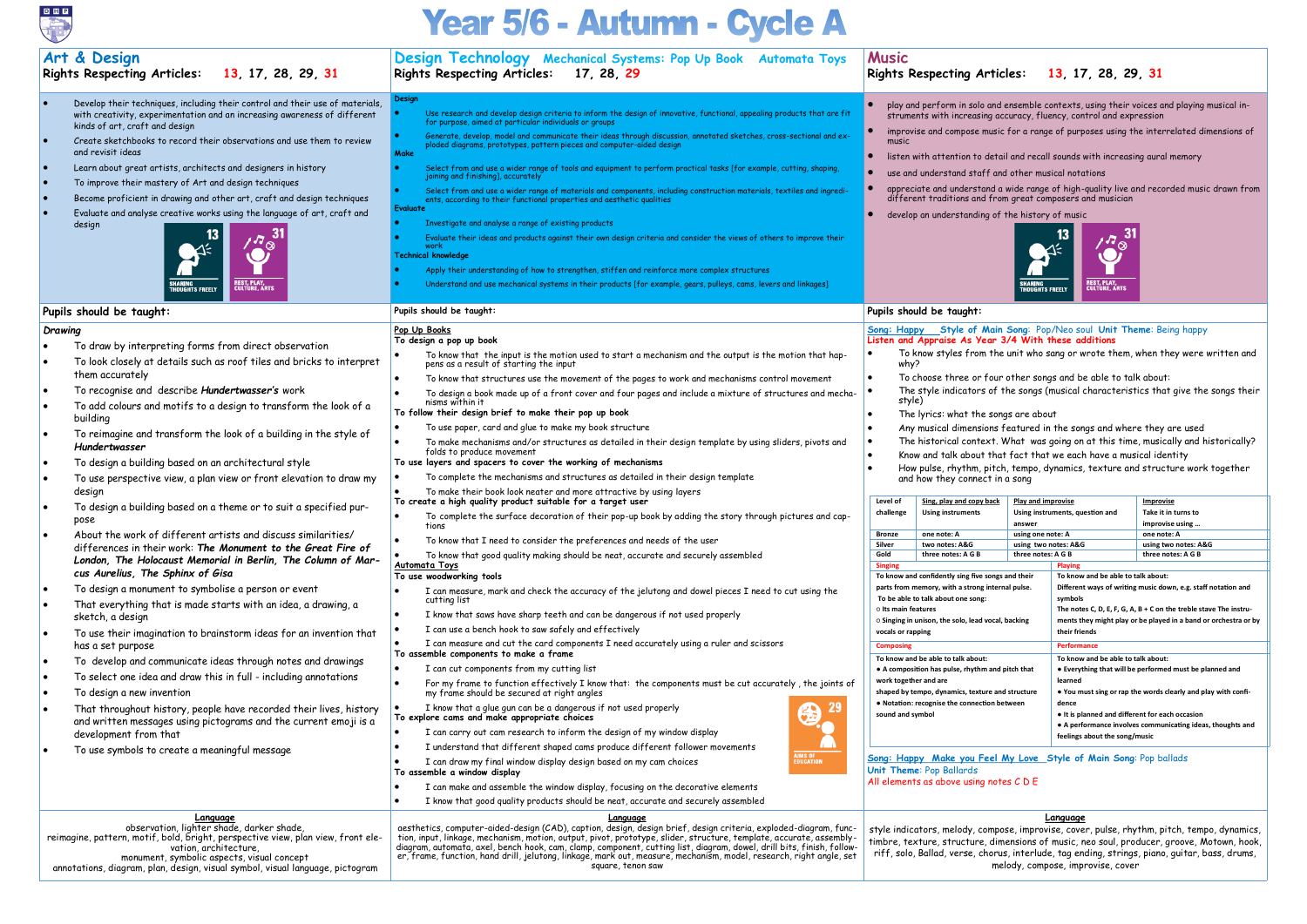# Year 5/6 - Autumn - Cycle A

## Art & Design

Rights Respecting Articles: 13, 17, 28, 29, 31

- Develop their techniques, including their control and their use of materials, with creativity, experimentation and an increasing awareness of different kinds of art, craft and design
- Create sketchbooks to record their observations and use them to review and revisit ideas
- Learn about great artists, architects and designers in history
- To improve their mastery of Art and design techniques
- Become proficient in drawing and other art, craft and design techniques
- Evaluate and analyse creative works using the language of art, craft and design

13 SHARING THOUGHTS FREELY | 31 REST, PLAY, CULTURE, ARTS

### Pupils should be taught:

*Drawing*

- To draw by interpreting forms from direct observation
- To look closely at details such as roof tiles and bricks to interpret them accurately
- To recognise and describe ***Hundertwasser's*** work
- To add colours and motifs to a design to transform the look of a building
- To reimagine and transform the look of a building in the style of ***Hundertwasser***
- To design a building based on an architectural style
- To use perspective view, a plan view or front elevation to draw my design
- To design a building based on a theme or to suit a specified purpose
- About the work of different artists and discuss similarities/ differences in their work: ***The Monument to the Great Fire of London, The Holocaust Memorial in Berlin, The Column of Marcus Aurelius, The Sphinx of Gisa***
- To design a monument to symbolise a person or event
- That everything that is made starts with an idea, a drawing, a sketch, a design
- To use their imagination to brainstorm ideas for an invention that has a set purpose
- To develop and communicate ideas through notes and drawings
- To select one idea and draw this in full - including annotations
- To design a new invention
- That throughout history, people have recorded their lives, history and written messages using pictograms and the current emoji is a development from that
- To use symbols to create a meaningful message

**Language**

observation, lighter shade, darker shade, reimagine, pattern, motif, bold, bright, perspective view, plan view, front elevation, architecture, monument, symbolic aspects, visual concept annotations, diagram, plan, design, visual symbol, visual language, pictogram

## Design Technology — Mechanical Systems: Pop Up Book — Automata Toys

Rights Respecting Articles: 17, 28, 29

**Design**

- Use research and develop design criteria to inform the design of innovative, functional, appealing products that are fit for purpose, aimed at particular individuals or groups
- Generate, develop, model and communicate their ideas through discussion, annotated sketches, cross-sectional and exploded diagrams, prototypes, pattern pieces and computer-aided design

**Make**

- Select from and use a wider range of tools and equipment to perform practical tasks [for example, cutting, shaping, joining and finishing], accurately
- Select from and use a wider range of materials and components, including construction materials, textiles and ingredients, according to their functional properties and aesthetic qualities

**Evaluate**

- Investigate and analyse a range of existing products
- Evaluate their ideas and products against their own design criteria and consider the views of others to improve their work

**Technical knowledge**

- Apply their understanding of how to strengthen, stiffen and reinforce more complex structures
- Understand and use mechanical systems in their products [for example, gears, pulleys, cams, levers and linkages]

### Pupils should be taught:

**Pop Up Books**

**To design a pop up book**

- To know that the input is the motion used to start a mechanism and the output is the motion that happens as a result of starting the input
- To know that structures use the movement of the pages to work and mechanisms control movement
- To design a book made up of a front cover and four pages and include a mixture of structures and mechanisms within it

**To follow their design brief to make their pop up book**

- To use paper, card and glue to make my book structure
- To make mechanisms and/or structures as detailed in their design template by using sliders, pivots and folds to produce movement

**To use layers and spacers to cover the working of mechanisms**

- To complete the mechanisms and structures as detailed in their design template
- To make their book look neater and more attractive by using layers

**To create a high quality product suitable for a target user**

- To complete the surface decoration of their pop-up book by adding the story through pictures and captions
- To know that I need to consider the preferences and needs of the user
- To know that good quality making should be neat, accurate and securely assembled

**Automata Toys**

**To use woodworking tools**

- I can measure, mark and check the accuracy of the jelutong and dowel pieces I need to cut using the cutting list
- I know that saws have sharp teeth and can be dangerous if not used properly
- I can use a bench hook to saw safely and effectively
- I can measure and cut the card components I need accurately using a ruler and scissors

**To assemble components to make a frame**

- I can cut components from my cutting list
- For my frame to function effectively I know that: the components must be cut accurately, the joints of my frame should be secured at right angles
- I know that a glue gun can be a dangerous if not used properly

**To explore cams and make appropriate choices**

- I can carry out cam research to inform the design of my window display
- I understand that different shaped cams produce different follower movements
- I can draw my final window display design based on my cam choices

**To assemble a window display**

- I can make and assemble the window display, focusing on the decorative elements
- I know that good quality products should be neat, accurate and securely assembled

29 AIMS OF EDUCATION

**Language**

aesthetics, computer-aided-design (CAD), caption, design, design brief, design criteria, exploded-diagram, function, input, linkage, mechanism, motion, output, pivot, prototype, slider, structure, template, accurate, assembly-diagram, automata, axel, bench hook, cam, clamp, component, cutting list, diagram, dowel, drill bits, finish, follower, frame, function, hand drill, jelutong, linkage, mark out, measure, mechanism, model, research, right angle, set square, tenon saw

## Music

Rights Respecting Articles: 13, 17, 28, 29, 31

- play and perform in solo and ensemble contexts, using their voices and playing musical instruments with increasing accuracy, fluency, control and expression
- improvise and compose music for a range of purposes using the interrelated dimensions of music
- listen with attention to detail and recall sounds with increasing aural memory
- use and understand staff and other musical notations
- appreciate and understand a wide range of high-quality live and recorded music drawn from different traditions and from great composers and musician
- develop an understanding of the history of music

13 SHARING THOUGHTS FREELY | 31 REST, PLAY, CULTURE, ARTS

### Pupils should be taught:

Song: Happy   Style of Main Song: Pop/Neo soul  Unit Theme: Being happy

Listen and Appraise As Year 3/4 With these additions

- To know styles from the unit who sang or wrote them, when they were written and why?
- To choose three or four other songs and be able to talk about:
- The style indicators of the songs (musical characteristics that give the songs their style)
- The lyrics: what the songs are about
- Any musical dimensions featured in the songs and where they are used
- The historical context. What was going on at this time, musically and historically?
- Know and talk about that fact that we each have a musical identity
- How pulse, rhythm, pitch, tempo, dynamics, texture and structure work together and how they connect in a song

| Level of challenge | Sing, play and copy back — Using instruments | Play and improvise — Using instruments, question and answer | Improvise — Take it in turns to improvise using … |
|---|---|---|---|
| Bronze | one note: A | using one note: A | one note: A |
| Silver | two notes: A&G | using two notes: A&G | using two notes: A&G |
| Gold | three notes: A G B | three notes: A G B | three notes: A G B |

| Singing | Playing |
|---|---|
| To know and confidently sing five songs and their parts from memory, with a strong internal pulse. To be able to talk about one song: ○ Its main features ○ Singing in unison, the solo, lead vocal, backing vocals or rapping | To know and be able to talk about: Different ways of writing music down, e.g. staff notation and symbols. The notes C, D, E, F, G, A, B + C on the treble stave The instruments they might play or be played in a band or orchestra or by their friends |
| **Composing** | **Performance** |
| To know and be able to talk about: ● A composition has pulse, rhythm and pitch that work together and are shaped by tempo, dynamics, texture and structure ● Notation: recognise the connection between sound and symbol | To know and be able to talk about: ● Everything that will be performed must be planned and learned ● You must sing or rap the words clearly and play with confidence ● It is planned and different for each occasion ● A performance involves communicating ideas, thoughts and feelings about the song/music |

Song: Happy  Make you Feel My Love  Style of Main Song: Pop ballads

Unit Theme: Pop Ballads

All elements as above using notes C D E

**Language**

style indicators, melody, compose, improvise, cover, pulse, rhythm, pitch, tempo, dynamics, timbre, texture, structure, dimensions of music, neo soul, producer, groove, Motown, hook, riff, solo, Ballad, verse, chorus, interlude, tag ending, strings, piano, guitar, bass, drums, melody, compose, improvise, cover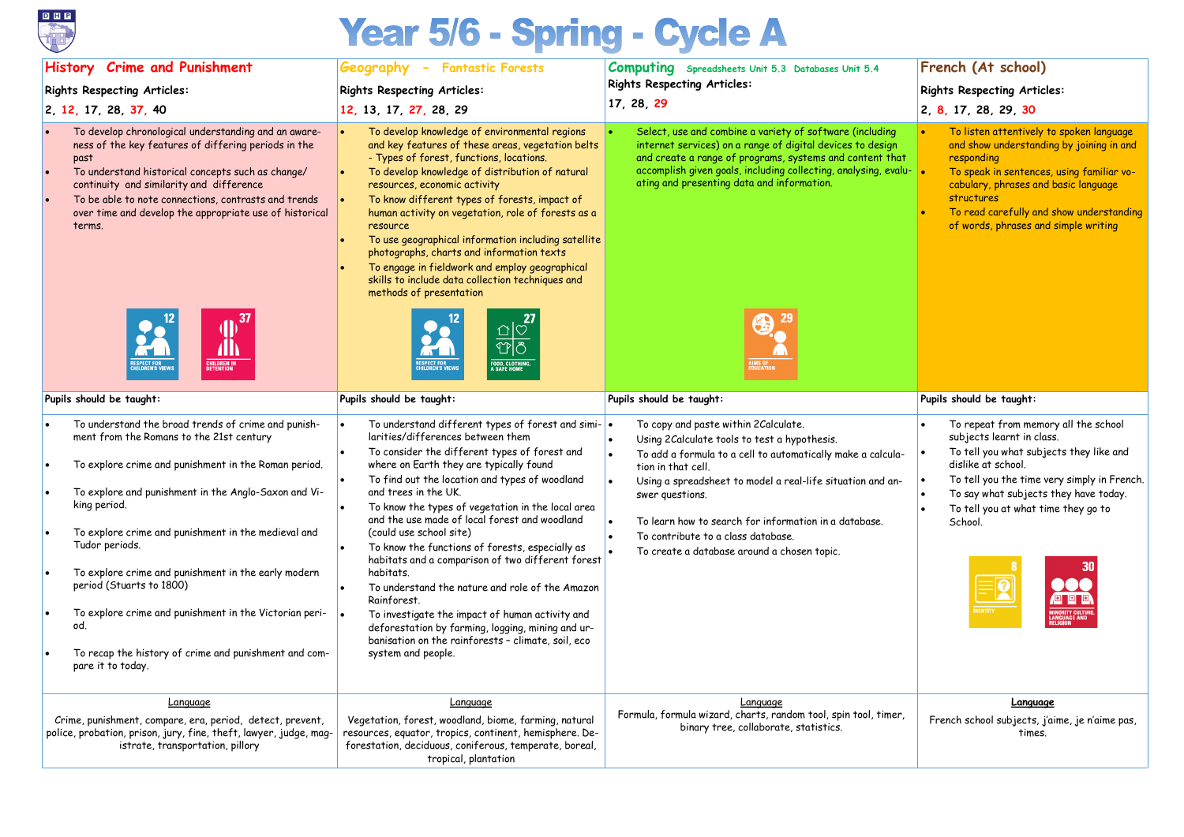# Year 5/6 - Spring - Cycle A

## History Crime and Punishment

**Rights Respecting Articles:**

2, 12, 17, 28, 37, 40

- To develop chronological understanding and an awareness of the key features of differing periods in the past
- To understand historical concepts such as change/continuity and similarity and difference
- To be able to note connections, contrasts and trends over time and develop the appropriate use of historical terms.

12 RESPECT FOR CHILDREN'S VIEWS

37 CHILDREN IN DETENTION

**Pupils should be taught:**

- To understand the broad trends of crime and punishment from the Romans to the 21st century
- To explore crime and punishment in the Roman period.
- To explore and punishment in the Anglo-Saxon and Viking period.
- To explore crime and punishment in the medieval and Tudor periods.
- To explore crime and punishment in the early modern period (Stuarts to 1800)
- To explore crime and punishment in the Victorian period.
- To recap the history of crime and punishment and compare it to today.

**Language**

Crime, punishment, compare, era, period, detect, prevent, police, probation, prison, jury, fine, theft, lawyer, judge, magistrate, transportation, pillory

## Geography – Fantastic Forests

**Rights Respecting Articles:**

12, 13, 17, 27, 28, 29

- To develop knowledge of environmental regions and key features of these areas, vegetation belts - Types of forest, functions, locations.
- To develop knowledge of distribution of natural resources, economic activity
- To know different types of forests, impact of human activity on vegetation, role of forests as a resource
- To use geographical information including satellite photographs, charts and information texts
- To engage in fieldwork and employ geographical skills to include data collection techniques and methods of presentation

12 RESPECT FOR CHILDREN'S VIEWS

27 FOOD, CLOTHING, A SAFE HOME

**Pupils should be taught:**

- To understand different types of forest and similarities/differences between them
- To consider the different types of forest and where on Earth they are typically found
- To find out the location and types of woodland and trees in the UK.
- To know the types of vegetation in the local area and the use made of local forest and woodland (could use school site)
- To know the functions of forests, especially as habitats and a comparison of two different forest habitats.
- To understand the nature and role of the Amazon Rainforest.
- To investigate the impact of human activity and deforestation by farming, logging, mining and urbanisation on the rainforests – climate, soil, eco system and people.

**Language**

Vegetation, forest, woodland, biome, farming, natural resources, equator, tropics, continent, hemisphere. Deforestation, deciduous, coniferous, temperate, boreal, tropical, plantation

## Computing Spreadsheets Unit 5.3 Databases Unit 5.4

**Rights Respecting Articles:**

17, 28, 29

- Select, use and combine a variety of software (including internet services) on a range of digital devices to design and create a range of programs, systems and content that accomplish given goals, including collecting, analysing, evaluating and presenting data and information.

29 AIMS OF EDUCATION

**Pupils should be taught:**

- To copy and paste within 2Calculate.
- Using 2Calculate tools to test a hypothesis.
- To add a formula to a cell to automatically make a calculation in that cell.
- Using a spreadsheet to model a real-life situation and answer questions.
- To learn how to search for information in a database.
- To contribute to a class database.
- To create a database around a chosen topic.

**Language**

Formula, formula wizard, charts, random tool, spin tool, timer, binary tree, collaborate, statistics.

## French (At school)

**Rights Respecting Articles:**

2, 8, 17, 28, 29, 30

- To listen attentively to spoken language and show understanding by joining in and responding
- To speak in sentences, using familiar vocabulary, phrases and basic language structures
- To read carefully and show understanding of words, phrases and simple writing

**Pupils should be taught:**

- To repeat from memory all the school subjects learnt in class.
- To tell you what subjects they like and dislike at school.
- To tell you the time very simply in French.
- To say what subjects they have today.
- To tell you at what time they go to School.

8 IDENTITY

30 MINORITY CULTURE, LANGUAGE AND RELIGION

**Language**

French school subjects, j'aime, je n'aime pas, times.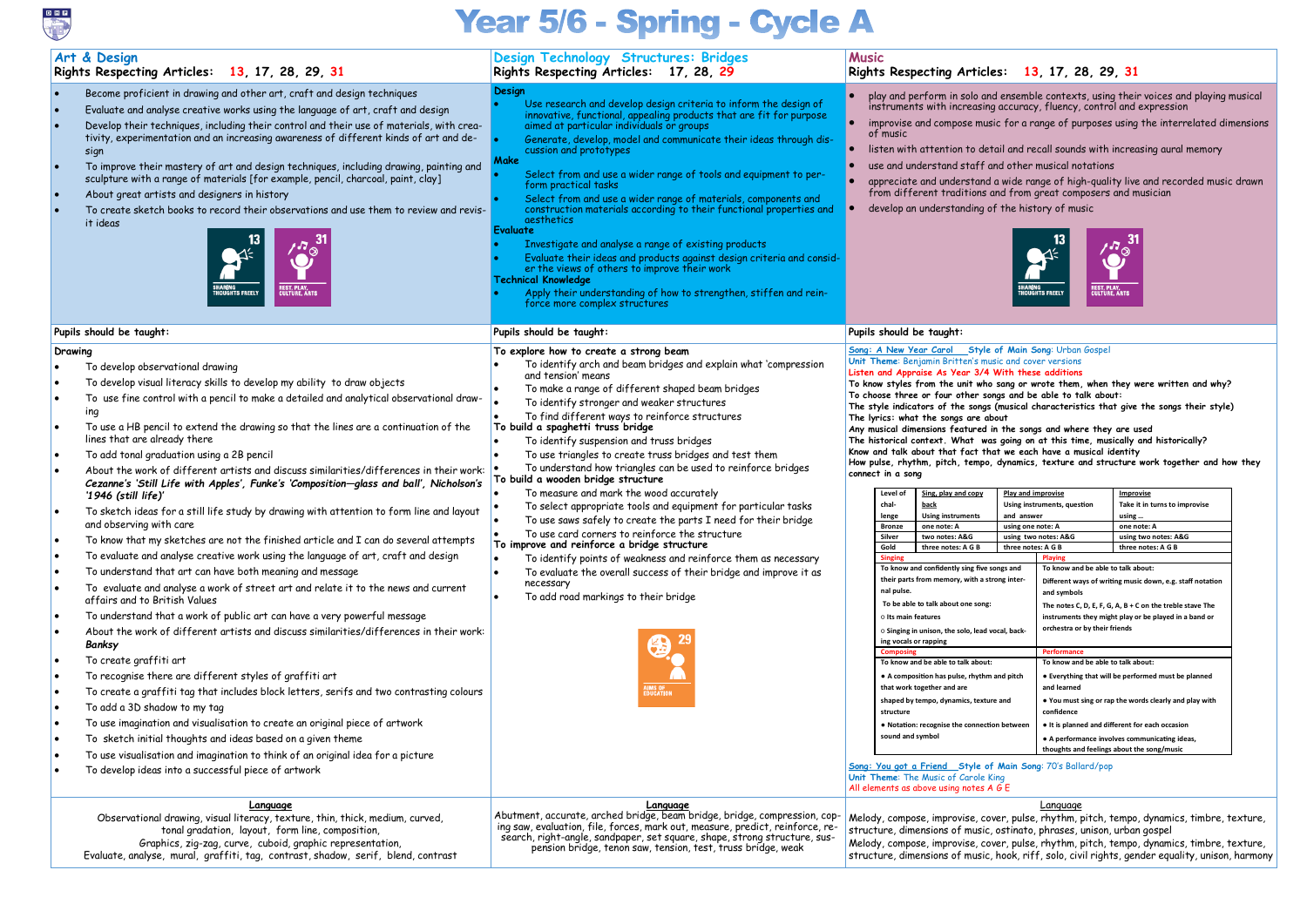# Year 5/6 - Spring - Cycle A

## Art & Design

**Rights Respecting Articles: 13, 17, 28, 29, 31**

- Become proficient in drawing and other art, craft and design techniques
- Evaluate and analyse creative works using the language of art, craft and design
- Develop their techniques, including their control and their use of materials, with creativity, experimentation and an increasing awareness of different kinds of art and design
- To improve their mastery of art and design techniques, including drawing, painting and sculpture with a range of materials [for example, pencil, charcoal, paint, clay]
- About great artists and designers in history
- To create sketch books to record their observations and use them to review and revisit ideas

13 SHARING THOUGHTS FREELY

31 REST, PLAY, CULTURE, ARTS

**Pupils should be taught:**

**Drawing**

- To develop observational drawing
- To develop visual literacy skills to develop my ability to draw objects
- To use fine control with a pencil to make a detailed and analytical observational drawing
- To use a HB pencil to extend the drawing so that the lines are a continuation of the lines that are already there
- To add tonal graduation using a 2B pencil
- About the work of different artists and discuss similarities/differences in their work: ***Cezanne's 'Still Life with Apples', Funke's 'Composition—glass and ball', Nicholson's '1946 (still life)'***
- To sketch ideas for a still life study by drawing with attention to form line and layout and observing with care
- To know that my sketches are not the finished article and I can do several attempts
- To evaluate and analyse creative work using the language of art, craft and design
- To understand that art can have both meaning and message
- To evaluate and analyse a work of street art and relate it to the news and current affairs and to British Values
- To understand that a work of public art can have a very powerful message
- About the work of different artists and discuss similarities/differences in their work: ***Banksy***
- To create graffiti art
- To recognise there are different styles of graffiti art
- To create a graffiti tag that includes block letters, serifs and two contrasting colours
- To add a 3D shadow to my tag
- To use imagination and visualisation to create an original piece of artwork
- To sketch initial thoughts and ideas based on a given theme
- To use visualisation and imagination to think of an original idea for a picture
- To develop ideas into a successful piece of artwork

**Language**

Observational drawing, visual literacy, texture, thin, thick, medium, curved, tonal gradation, layout, front line, composition, Graphics, zig-zag, curve, cuboid, graphic representation, Evaluate, analyse, mural, graffiti, tag, contrast, shadow, serif, blend, contrast

## Design Technology Structures: Bridges

**Rights Respecting Articles: 17, 28, 29**

**Design**

- Use research and develop design criteria to inform the design of innovative, functional, appealing products that are fit for purpose aimed at particular individuals or groups
- Generate, develop, model and communicate their ideas through discussion and prototypes

**Make**

- Select from and use a wider range of tools and equipment to perform practical tasks
- Select from and use a wider range of materials, components and construction materials according to their functional properties and aesthetics

**Evaluate**

- Investigate and analyse a range of existing products
- Evaluate their ideas and products against design criteria and consider the views of others to improve their work

**Technical Knowledge**

- Apply their understanding of how to strengthen, stiffen and reinforce more complex structures

**Pupils should be taught:**

**To explore how to create a strong beam**

- To identify arch and beam bridges and explain what 'compression and tension' means
- To make a range of different shaped beam bridges
- To identify stronger and weaker structures
- To find different ways to reinforce structures

**To build a spaghetti truss bridge**

- To identify suspension and truss bridges
- To use triangles to create truss bridges and test them
- To understand how triangles can be used to reinforce bridges

**To build a wooden bridge structure**

- To measure and mark the wood accurately
- To select appropriate tools and equipment for particular tasks
- To use saws safely to create the parts I need for their bridge
- To use card corners to reinforce the structure

**To improve and reinforce a bridge structure**

- To identify points of weakness and reinforce them as necessary
- To evaluate the overall success of their bridge and improve it as necessary
- To add road markings to their bridge

29 AIMS OF EDUCATION

**Language**

Abutment, accurate, arched bridge, beam bridge, bridge, compression, coping saw, evaluation, file, forces, mark out, measure, predict, reinforce, research, right-angle, sandpaper, set square, shape, strong structure, suspension bridge, tenon saw, tension, test, truss bridge, weak

## Music

**Rights Respecting Articles: 13, 17, 28, 29, 31**

- play and perform in solo and ensemble contexts, using their voices and playing musical instruments with increasing accuracy, fluency, control and expression
- improvise and compose music for a range of purposes using the interrelated dimensions of music
- listen with attention to detail and recall sounds with increasing aural memory
- use and understand staff and other musical notations
- appreciate and understand a wide range of high-quality live and recorded music drawn from different traditions and from great composers and musician
- develop an understanding of the history of music

13 SHARING THOUGHTS FREELY

31 REST, PLAY, CULTURE, ARTS

**Pupils should be taught:**

Song: A New Year Carol Style of Main Song: Urban Gospel
Unit Theme: Benjamin Britten's music and cover versions
Listen and Appraise As Year 3/4 With these additions

To know styles from the unit who sang or wrote them, when they were written and why?
To choose three or four other songs and be able to talk about:
The style indicators of the songs (musical characteristics that give the songs their style)
The lyrics: what the songs are about
Any musical dimensions featured in the songs and where they are used
The historical context. What was going on at this time, musically and historically?
Know and talk about that fact that we each have a musical identity
How pulse, rhythm, pitch, tempo, dynamics, texture and structure work together and how they connect in a song

| Level of challenge | Sing, play and copy back<br>Using instruments | Play and improvise<br>Using instruments, question and answer | Improvise<br>Take it in turns to improvise using ... |
|---|---|---|---|
| Bronze | one note: A | using one note: A | one note: A |
| Silver | two notes: A&G | using two notes: A&G | using two notes: A&G |
| Gold | three notes: A G B | three notes: A G B | three notes: A G B |

| Singing | Playing |
|---|---|
| To know and confidently sing five songs and their parts from memory, with a strong internal pulse.<br>To be able to talk about one song:<br>○ Its main features<br>○ Singing in unison, the solo, lead vocal, backing vocals or rapping | To know and be able to talk about:<br>Different ways of writing music down, e.g. staff notation and symbols<br>The notes C, D, E, F, G, A, B + C on the treble stave The instruments they might play or be played in a band or orchestra or by their friends |
| **Composing** | **Performance** |
| To know and be able to talk about:<br>● A composition has pulse, rhythm and pitch that work together and are shaped by tempo, dynamics, texture and structure<br>● Notation: recognise the connection between sound and symbol | To know and be able to talk about:<br>● Everything that will be performed must be planned and learned<br>● You must sing or rap the words clearly and play with confidence<br>● It is planned and different for each occasion<br>● A performance involves communicating ideas, thoughts and feelings about the song/music |

Song: You got a Friend Style of Main Song: 70's Ballard/pop
Unit Theme: The Music of Carole King
All elements as above using notes A G E

**Language**

Melody, compose, improvise, cover, pulse, rhythm, pitch, tempo, dynamics, timbre, texture, structure, dimensions of music, ostinato, phrases, unison, urban gospel
Melody, compose, improvise, cover, pulse, rhythm, pitch, tempo, dynamics, timbre, texture, structure, dimensions of music, hook, riff, solo, civil rights, gender equality, unison, harmony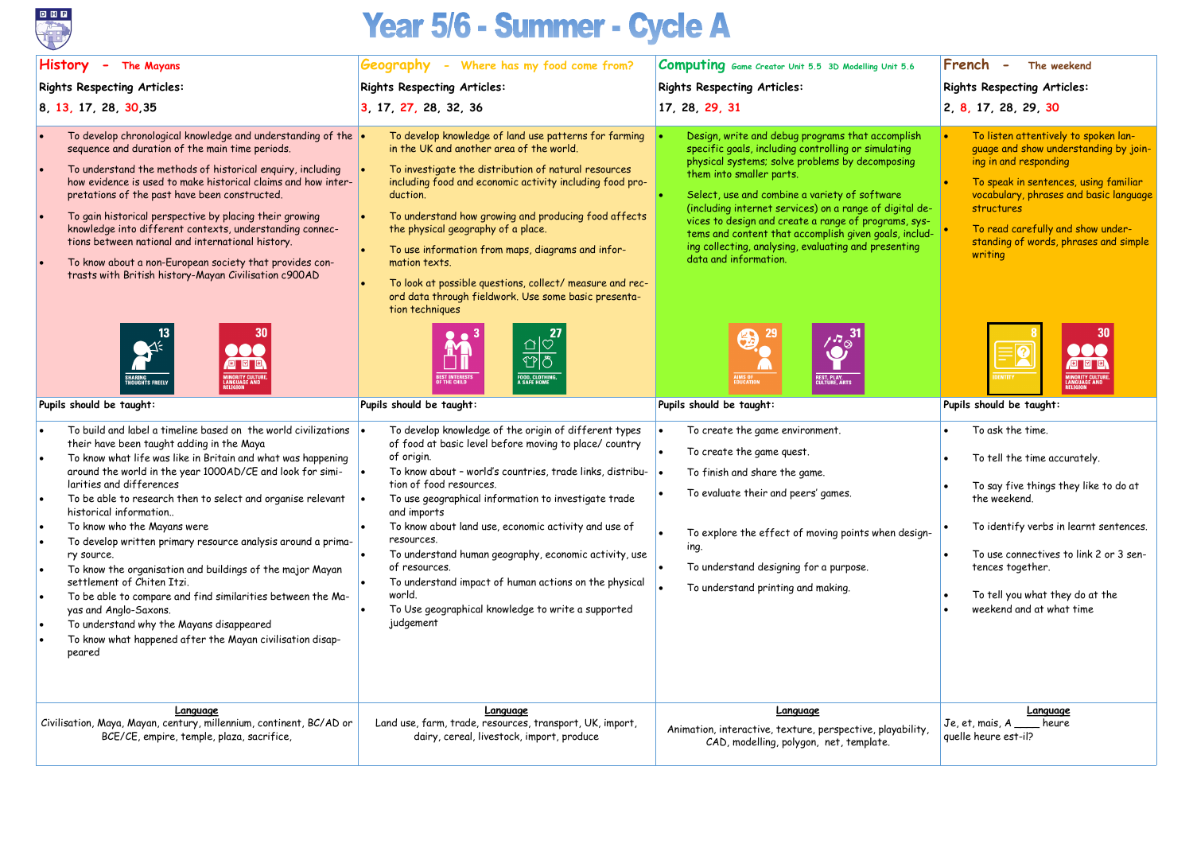# Year 5/6 - Summer - Cycle A

## History - The Mayans

**Rights Respecting Articles:**

8, 13, 17, 28, 30,35

- To develop chronological knowledge and understanding of the sequence and duration of the main time periods.
- To understand the methods of historical enquiry, including how evidence is used to make historical claims and how interpretations of the past have been constructed.
- To gain historical perspective by placing their growing knowledge into different contexts, understanding connections between national and international history.
- To know about a non-European society that provides contrasts with British history-Mayan Civilisation c900AD

13 SHARING THOUGHTS FREELY

30 MINORITY CULTURE, LANGUAGE AND RELIGION

**Pupils should be taught:**

- To build and label a timeline based on the world civilizations their have been taught adding in the Maya
- To know what life was like in Britain and what was happening around the world in the year 1000AD/CE and look for similarities and differences
- To be able to research then to select and organise relevant historical information..
- To know who the Mayans were
- To develop written primary resource analysis around a primary source.
- To know the organisation and buildings of the major Mayan settlement of Chiten Itzi.
- To be able to compare and find similarities between the Mayas and Anglo-Saxons.
- To understand why the Mayans disappeared
- To know what happened after the Mayan civilisation disappeared

**Language**

Civilisation, Maya, Mayan, century, millennium, continent, BC/AD or BCE/CE, empire, temple, plaza, sacrifice,

## Geography - Where has my food come from?

**Rights Respecting Articles:**

3, 17, 27, 28, 32, 36

- To develop knowledge of land use patterns for farming in the UK and another area of the world.
- To investigate the distribution of natural resources including food and economic activity including food production.
- To understand how growing and producing food affects the physical geography of a place.
- To use information from maps, diagrams and information texts.
- To look at possible questions, collect/ measure and record data through fieldwork. Use some basic presentation techniques

3 BEST INTERESTS OF THE CHILD

27 FOOD, CLOTHING, A SAFE HOME

**Pupils should be taught:**

- To develop knowledge of the origin of different types of food at basic level before moving to place/ country of origin.
- To know about – world's countries, trade links, distribution of food resources.
- To use geographical information to investigate trade and imports
- To know about land use, economic activity and use of resources.
- To understand human geography, economic activity, use of resources.
- To understand impact of human actions on the physical world.
- To Use geographical knowledge to write a supported judgement

**Language**

Land use, farm, trade, resources, transport, UK, import, dairy, cereal, livestock, import, produce

## Computing Game Creator Unit 5.5 3D Modelling Unit 5.6

**Rights Respecting Articles:**

17, 28, 29, 31

- Design, write and debug programs that accomplish specific goals, including controlling or simulating physical systems; solve problems by decomposing them into smaller parts.
- Select, use and combine a variety of software (including internet services) on a range of digital devices to design and create a range of programs, systems and content that accomplish given goals, including collecting, analysing, evaluating and presenting data and information.

29 AIMS OF EDUCATION

31 REST, PLAY, CULTURE, ARTS

**Pupils should be taught:**

- To create the game environment.
- To create the game quest.
- To finish and share the game.
- To evaluate their and peers' games.
- To explore the effect of moving points when designing.
- To understand designing for a purpose.
- To understand printing and making.

**Language**

Animation, interactive, texture, perspective, playability, CAD, modelling, polygon, net, template.

## French - The weekend

**Rights Respecting Articles:**

2, 8, 17, 28, 29, 30

- To listen attentively to spoken language and show understanding by joining in and responding
- To speak in sentences, using familiar vocabulary, phrases and basic language structures
- To read carefully and show understanding of words, phrases and simple writing

8 IDENTITY

30 MINORITY CULTURE, LANGUAGE AND RELIGION

**Pupils should be taught:**

- To ask the time.
- To tell the time accurately.
- To say five things they like to do at the weekend.
- To identify verbs in learnt sentences.
- To use connectives to link 2 or 3 sentences together.
- To tell you what they do at the
- weekend and at what time

**Language**

Je, et, mais, A ____ heure

quelle heure est-il?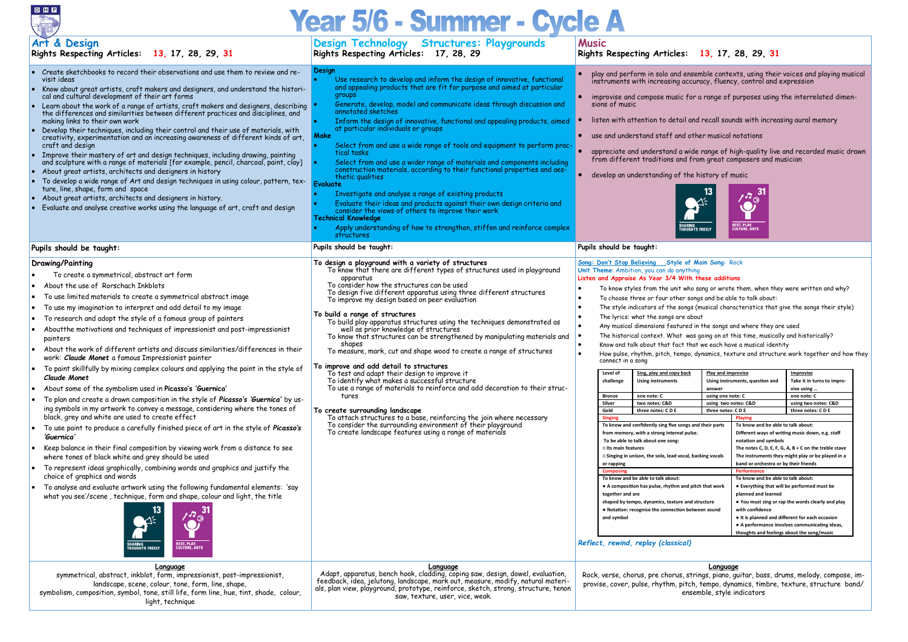# Year 5/6 - Summer - Cycle A

## Art & Design

**Rights Respecting Articles: 13, 17, 28, 29, 31**

- Create sketchbooks to record their observations and use them to review and revisit ideas
- Know about great artists, craft makers and designers, and understand the historical and cultural development of their art forms
- Learn about the work of a range of artists, craft makers and designers, describing the differences and similarities between different practices and disciplines, and making links to their own work
- Develop their techniques, including their control and their use of materials, with creativity, experimentation and an increasing awareness of different kinds of art, craft and design
- Improve their mastery of art and design techniques, including drawing, painting and sculpture with a range of materials [for example, pencil, charcoal, paint, clay]
- About great artists, architects and designers in history
- To develop a wide range of Art and design techniques in using colour, pattern, texture, line, shape, form and space
- About great artists, architects and designers in history.
- Evaluate and analyse creative works using the language of art, craft and design

**Pupils should be taught:**

**Drawing/Painting**

- To create a symmetrical, abstract art form
- About the use of Rorschach Inkblots
- To use limited materials to create a symmetrical abstract image
- To use my imagination to interpret and add detail to my image
- To research and adopt the style of a famous group of painters
- Aboutthe motivations and techniques of impressionist and post-impressionist painters
- About the work of different artists and discuss similarities/differences in their work: *Claude Monet* a famous Impressionist painter
- To paint skillfully by mixing complex colours and applying the paint in the style of *Claude Monet*
- About some of the symbolism used in *Picasso's 'Guernica'*
- To plan and create a drawn composition in the style of *Picasso's 'Guernica'* by using symbols in my artwork to convey a message, considering where the tones of black, grey and white are used to create effect
- To use paint to produce a carefully finished piece of art in the style of *Picasso's 'Guernica'*
- Keep balance in their final composition by viewing work from a distance to see where tones of black white and grey should be used
- To represent ideas graphically, combining words and graphics and justify the choice of graphics and words
- To analyse and evaluate artwork using the following fundamental elements: 'say what you see'/scene , technique, form and shape, colour and light, the title

13 SHARING THOUGHTS FREELY

31 REST, PLAY, CULTURE, ARTS

**Language**

symmetrical, abstract, inkblot, form, impressionist, post-impressionist, landscape, scene, colour, tone, form, line, shape, symbolism, composition, symbol, tone, still life, form line, hue, tint, shade, colour, light, technique

## Design Technology — Structures: Playgrounds

**Rights Respecting Articles: 17, 28, 29**

**Design**

- Use research to develop and inform the design of innovative, functional and appealing products that are fit for purpose and aimed at particular groups
- Generate, develop, model and communicate ideas through discussion and annotated sketches
- Inform the design of innovative, functional and appealing products, aimed at particular individuals or groups

**Make**

- Select from and use a wide range of tools and equipment to perform practical tasks
- Select from and use a wider range of materials and components including construction materials, according to their functional properties and aesthetic qualities

**Evaluate**

- Investigate and analyse a range of existing products
- Evaluate their ideas and products against their own design criteria and consider the views of others to improve their work

**Technical Knowledge**

- Apply understanding of how to strengthen, stiffen and reinforce complex structures

**Pupils should be taught:**

**To design a playground with a variety of structures**

To know that there are different types of structures used in playground apparatus
To consider how the structures can be used
To design five different apparatus using three different structures
To improve my design based on peer evaluation

**To build a range of structures**

To build play apparatus structures using the techniques demonstrated as well as prior knowledge of structures
To know that structures can be strengthened by manipulating materials and shapes
To measure, mark, cut and shape wood to create a range of structures

**To improve and add detail to structures**

To test and adapt their design to improve it
To identify what makes a successful structure
To use a range of materials to reinforce and add decoration to their structures

**To create surrounding landscape**

To attach structures to a base, reinforcing the join where necessary
To consider the surrounding environment of their playground
To create landscape features using a range of materials

**Language**

Adapt, apparatus, bench hook, cladding, coping saw, design, dowel, evaluation, feedback, idea, jelutong, landscape, mark out, measure, modify, natural materials, plan view, playground, prototype, reinforce, sketch, strong, structure, tenon saw, texture, user, vice, weak.

## Music

**Rights Respecting Articles: 13, 17, 28, 29, 31**

- play and perform in solo and ensemble contexts, using their voices and playing musical instruments with increasing accuracy, fluency, control and expression
- improvise and compose music for a range of purposes using the interrelated dimensions of music
- listen with attention to detail and recall sounds with increasing aural memory
- use and understand staff and other musical notations
- appreciate and understand a wide range of high-quality live and recorded music drawn from different traditions and from great composers and musician
- develop an understanding of the history of music

13 SHARING THOUGHTS FREELY

31 REST, PLAY, CULTURE, ARTS

**Pupils should be taught:**

Song: Don't Stop Believing Style of Main Song: Rock
Unit Theme: Ambition, you can do anything
**Listen and Appraise As Year 3/4 With these additions**

- To know styles from the unit who sang or wrote them, when they were written and why?
- To choose three or four other songs and be able to talk about:
- The style indicators of the songs (musical characteristics that give the songs their style)
- The lyrics: what the songs are about
- Any musical dimensions featured in the songs and where they are used
- The historical context. What was going on at this time, musically and historically?
- Know and talk about that fact that we each have a musical identity
- How pulse, rhythm, pitch, tempo, dynamics, texture and structure work together and how they connect in a song

| Level of challenge | Sing, play and copy back — Using instruments | Play and improvise — Using instruments, question and answer | Improvise — Take it in turns to improvise using ... |
|---|---|---|---|
| Bronze | one note: C | using one note: C | one note: C |
| Silver | two notes: C&D | using two notes: C&D | using two notes: C&D |
| Gold | three notes: C D E | three notes: C D E | three notes: C D E |

| Singing | Playing |
|---|---|
| To know and confidently sing five songs and their parts from memory, with a strong internal pulse. To be able to talk about one song: ○ Its main features ○ Singing in unison, the solo, lead vocal, backing vocals or rapping | To know and be able to talk about: Different ways of writing music down, e.g. staff notation and symbols. The notes C, D, E, F, G, A, B + C on the treble stave. The instruments they might play or be played in a band or orchestra or by their friends |
| **Composing** | **Performance** |
| To know and be able to talk about: ● A composition has pulse, rhythm and pitch that work together and are shaped by tempo, dynamics, texture and structure ● Notation: recognise the connection between sound and symbol | To know and be able to talk about: ● Everything that will be performed must be planned and learned ● You must sing or rap the words clearly and play with confidence ● It is planned and different for each occasion ● A performance involves communicating ideas, thoughts and feelings about the song/music |

*Reflect, rewind, replay (classical)*

**Language**

Rock, verse, chorus, pre chorus, strings, piano, guitar, bass, drums, melody, compose, improvise, cover, pulse, rhythm, pitch, tempo, dynamics, timbre, texture, structure band/ensemble, style indicators